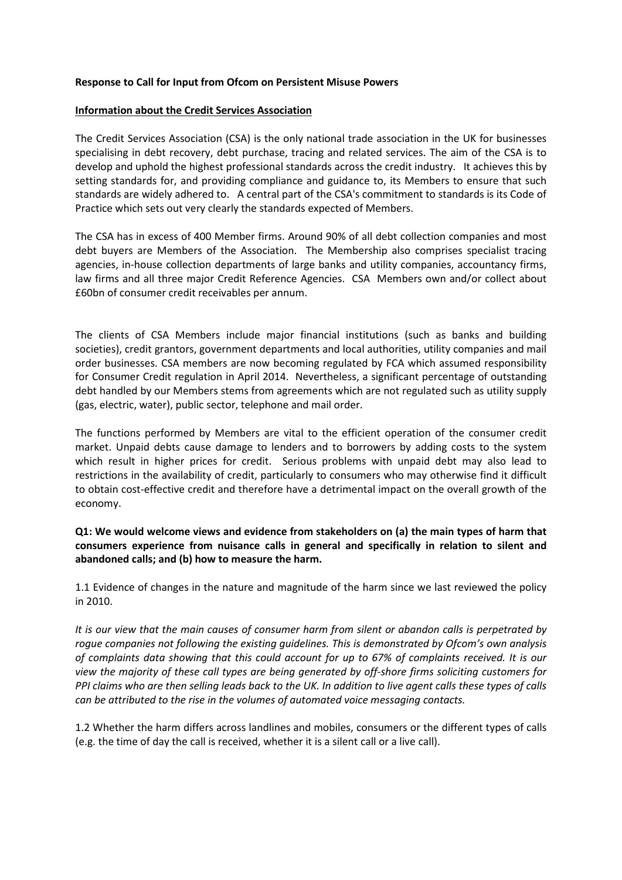**Response to Call for Input from Ofcom on Persistent Misuse Powers**

**Information about the Credit Services Association**

The Credit Services Association (CSA) is the only national trade association in the UK for businesses specialising in debt recovery, debt purchase, tracing and related services. The aim of the CSA is to develop and uphold the highest professional standards across the credit industry. It achieves this by setting standards for, and providing compliance and guidance to, its Members to ensure that such standards are widely adhered to. A central part of the CSA's commitment to standards is its Code of Practice which sets out very clearly the standards expected of Members.

The CSA has in excess of 400 Member firms. Around 90% of all debt collection companies and most debt buyers are Members of the Association. The Membership also comprises specialist tracing agencies, in-house collection departments of large banks and utility companies, accountancy firms, law firms and all three major Credit Reference Agencies. CSA Members own and/or collect about £60bn of consumer credit receivables per annum.

The clients of CSA Members include major financial institutions (such as banks and building societies), credit grantors, government departments and local authorities, utility companies and mail order businesses. CSA members are now becoming regulated by FCA which assumed responsibility for Consumer Credit regulation in April 2014. Nevertheless, a significant percentage of outstanding debt handled by our Members stems from agreements which are not regulated such as utility supply (gas, electric, water), public sector, telephone and mail order.

The functions performed by Members are vital to the efficient operation of the consumer credit market. Unpaid debts cause damage to lenders and to borrowers by adding costs to the system which result in higher prices for credit. Serious problems with unpaid debt may also lead to restrictions in the availability of credit, particularly to consumers who may otherwise find it difficult to obtain cost-effective credit and therefore have a detrimental impact on the overall growth of the economy.

**Q1: We would welcome views and evidence from stakeholders on (a) the main types of harm that consumers experience from nuisance calls in general and specifically in relation to silent and abandoned calls; and (b) how to measure the harm.**

1.1 Evidence of changes in the nature and magnitude of the harm since we last reviewed the policy in 2010.

*It is our view that the main causes of consumer harm from silent or abandon calls is perpetrated by rogue companies not following the existing guidelines. This is demonstrated by Ofcom's own analysis of complaints data showing that this could account for up to 67% of complaints received. It is our view the majority of these call types are being generated by off-shore firms soliciting customers for PPI claims who are then selling leads back to the UK. In addition to live agent calls these types of calls can be attributed to the rise in the volumes of automated voice messaging contacts.*

1.2 Whether the harm differs across landlines and mobiles, consumers or the different types of calls (e.g. the time of day the call is received, whether it is a silent call or a live call).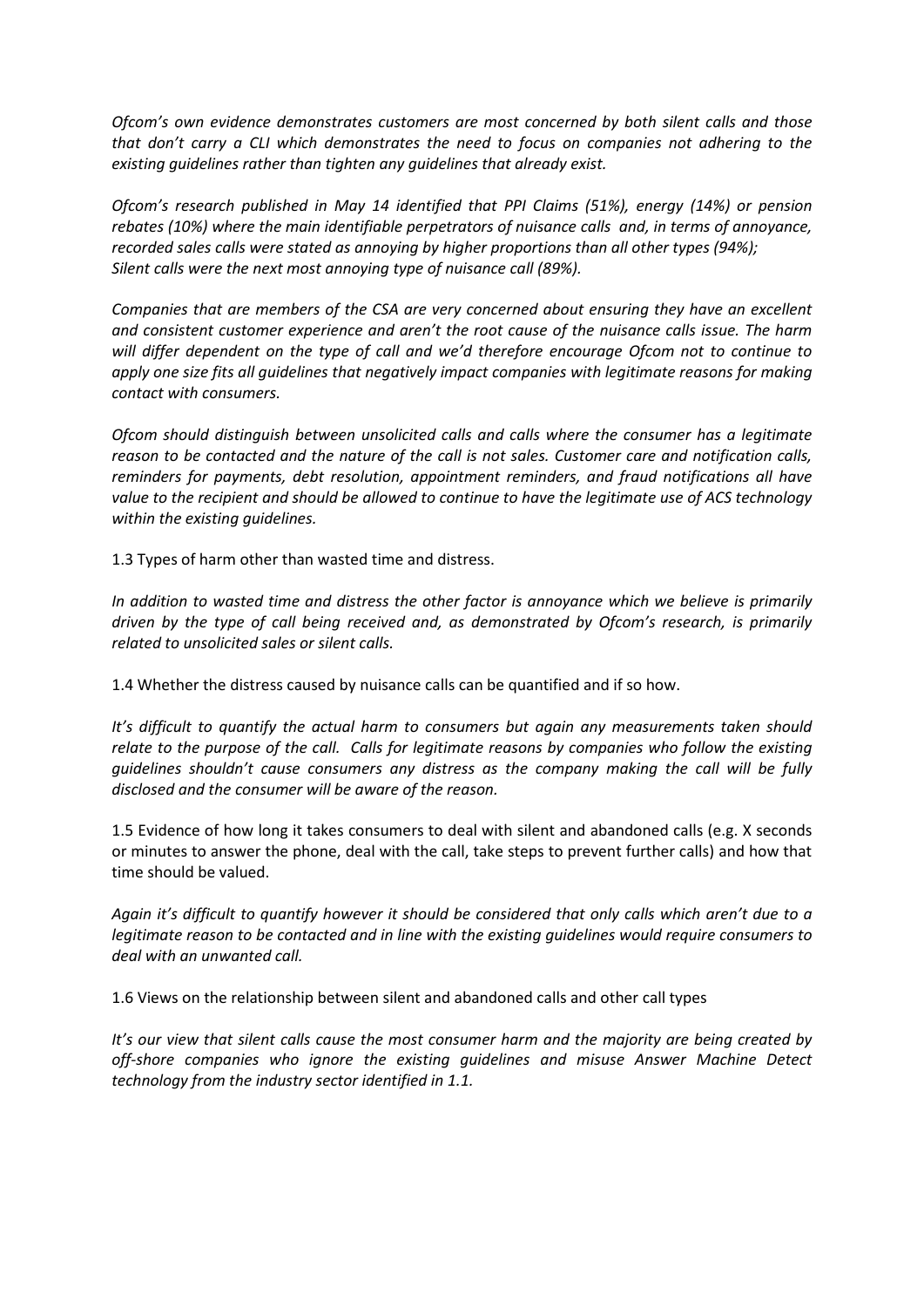*Ofcom's own evidence demonstrates customers are most concerned by both silent calls and those that don't carry a CLI which demonstrates the need to focus on companies not adhering to the existing guidelines rather than tighten any guidelines that already exist.*

*Ofcom's research published in May 14 identified that PPI Claims (51%), energy (14%) or pension rebates (10%) where the main identifiable perpetrators of nuisance calls and, in terms of annoyance, recorded sales calls were stated as annoying by higher proportions than all other types (94%); Silent calls were the next most annoying type of nuisance call (89%).*

*Companies that are members of the CSA are very concerned about ensuring they have an excellent and consistent customer experience and aren't the root cause of the nuisance calls issue. The harm will differ dependent on the type of call and we'd therefore encourage Ofcom not to continue to apply one size fits all guidelines that negatively impact companies with legitimate reasons for making contact with consumers.*

*Ofcom should distinguish between unsolicited calls and calls where the consumer has a legitimate reason to be contacted and the nature of the call is not sales. Customer care and notification calls, reminders for payments, debt resolution, appointment reminders, and fraud notifications all have value to the recipient and should be allowed to continue to have the legitimate use of ACS technology within the existing guidelines.*

1.3 Types of harm other than wasted time and distress.

*In addition to wasted time and distress the other factor is annoyance which we believe is primarily driven by the type of call being received and, as demonstrated by Ofcom's research, is primarily related to unsolicited sales or silent calls.*

1.4 Whether the distress caused by nuisance calls can be quantified and if so how.

*It's difficult to quantify the actual harm to consumers but again any measurements taken should relate to the purpose of the call. Calls for legitimate reasons by companies who follow the existing guidelines shouldn't cause consumers any distress as the company making the call will be fully disclosed and the consumer will be aware of the reason.*

1.5 Evidence of how long it takes consumers to deal with silent and abandoned calls (e.g. X seconds or minutes to answer the phone, deal with the call, take steps to prevent further calls) and how that time should be valued.

*Again it's difficult to quantify however it should be considered that only calls which aren't due to a legitimate reason to be contacted and in line with the existing guidelines would require consumers to deal with an unwanted call.*

1.6 Views on the relationship between silent and abandoned calls and other call types

*It's our view that silent calls cause the most consumer harm and the majority are being created by off-shore companies who ignore the existing guidelines and misuse Answer Machine Detect technology from the industry sector identified in 1.1.*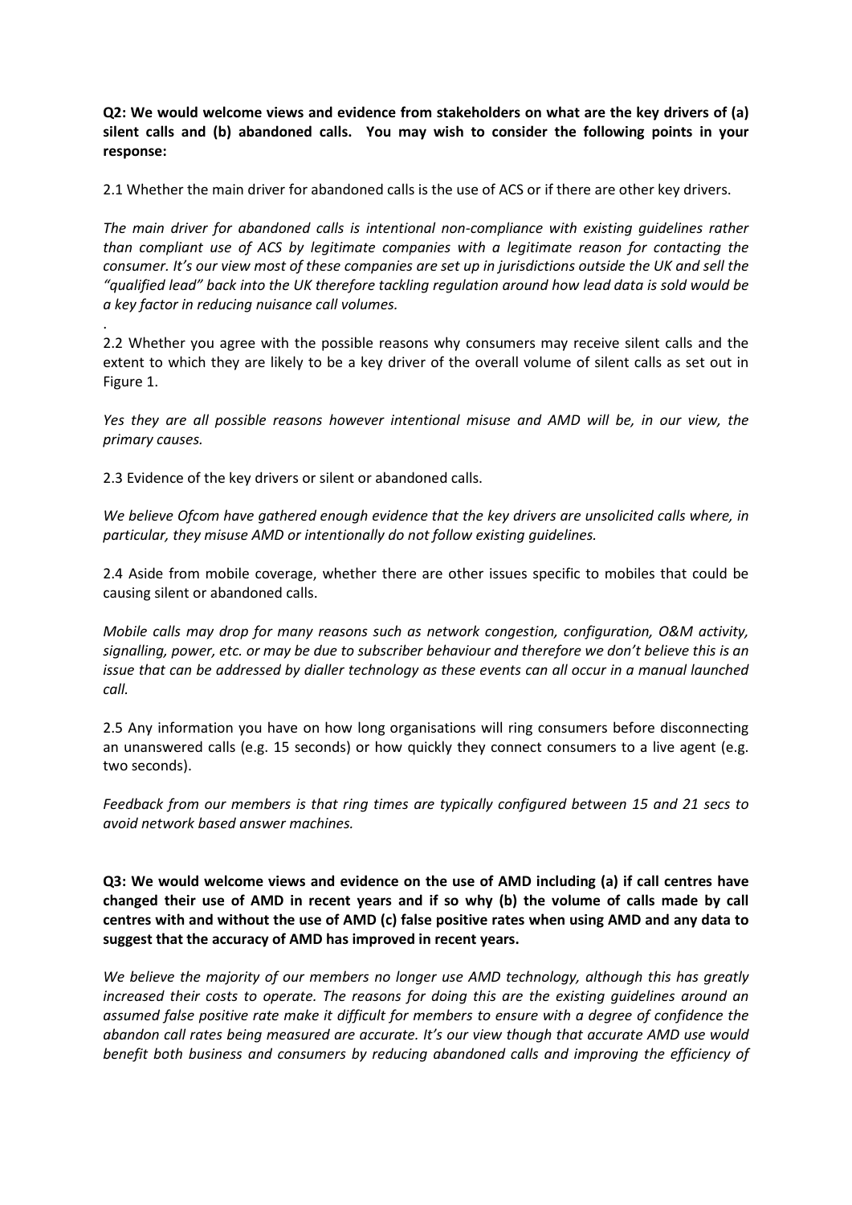**Q2: We would welcome views and evidence from stakeholders on what are the key drivers of (a) silent calls and (b) abandoned calls. You may wish to consider the following points in your response:**

2.1 Whether the main driver for abandoned calls is the use of ACS or if there are other key drivers.

*The main driver for abandoned calls is intentional non-compliance with existing guidelines rather than compliant use of ACS by legitimate companies with a legitimate reason for contacting the consumer. It's our view most of these companies are set up in jurisdictions outside the UK and sell the "qualified lead" back into the UK therefore tackling regulation around how lead data is sold would be a key factor in reducing nuisance call volumes.*

.

2.2 Whether you agree with the possible reasons why consumers may receive silent calls and the extent to which they are likely to be a key driver of the overall volume of silent calls as set out in Figure 1.

*Yes they are all possible reasons however intentional misuse and AMD will be, in our view, the primary causes.*

2.3 Evidence of the key drivers or silent or abandoned calls.

*We believe Ofcom have gathered enough evidence that the key drivers are unsolicited calls where, in particular, they misuse AMD or intentionally do not follow existing guidelines.*

2.4 Aside from mobile coverage, whether there are other issues specific to mobiles that could be causing silent or abandoned calls.

*Mobile calls may drop for many reasons such as network congestion, configuration, O&M activity, signalling, power, etc. or may be due to subscriber behaviour and therefore we don't believe this is an issue that can be addressed by dialler technology as these events can all occur in a manual launched call.*

2.5 Any information you have on how long organisations will ring consumers before disconnecting an unanswered calls (e.g. 15 seconds) or how quickly they connect consumers to a live agent (e.g. two seconds).

*Feedback from our members is that ring times are typically configured between 15 and 21 secs to avoid network based answer machines.*

**Q3: We would welcome views and evidence on the use of AMD including (a) if call centres have changed their use of AMD in recent years and if so why (b) the volume of calls made by call centres with and without the use of AMD (c) false positive rates when using AMD and any data to suggest that the accuracy of AMD has improved in recent years.**

*We believe the majority of our members no longer use AMD technology, although this has greatly increased their costs to operate. The reasons for doing this are the existing guidelines around an assumed false positive rate make it difficult for members to ensure with a degree of confidence the abandon call rates being measured are accurate. It's our view though that accurate AMD use would benefit both business and consumers by reducing abandoned calls and improving the efficiency of*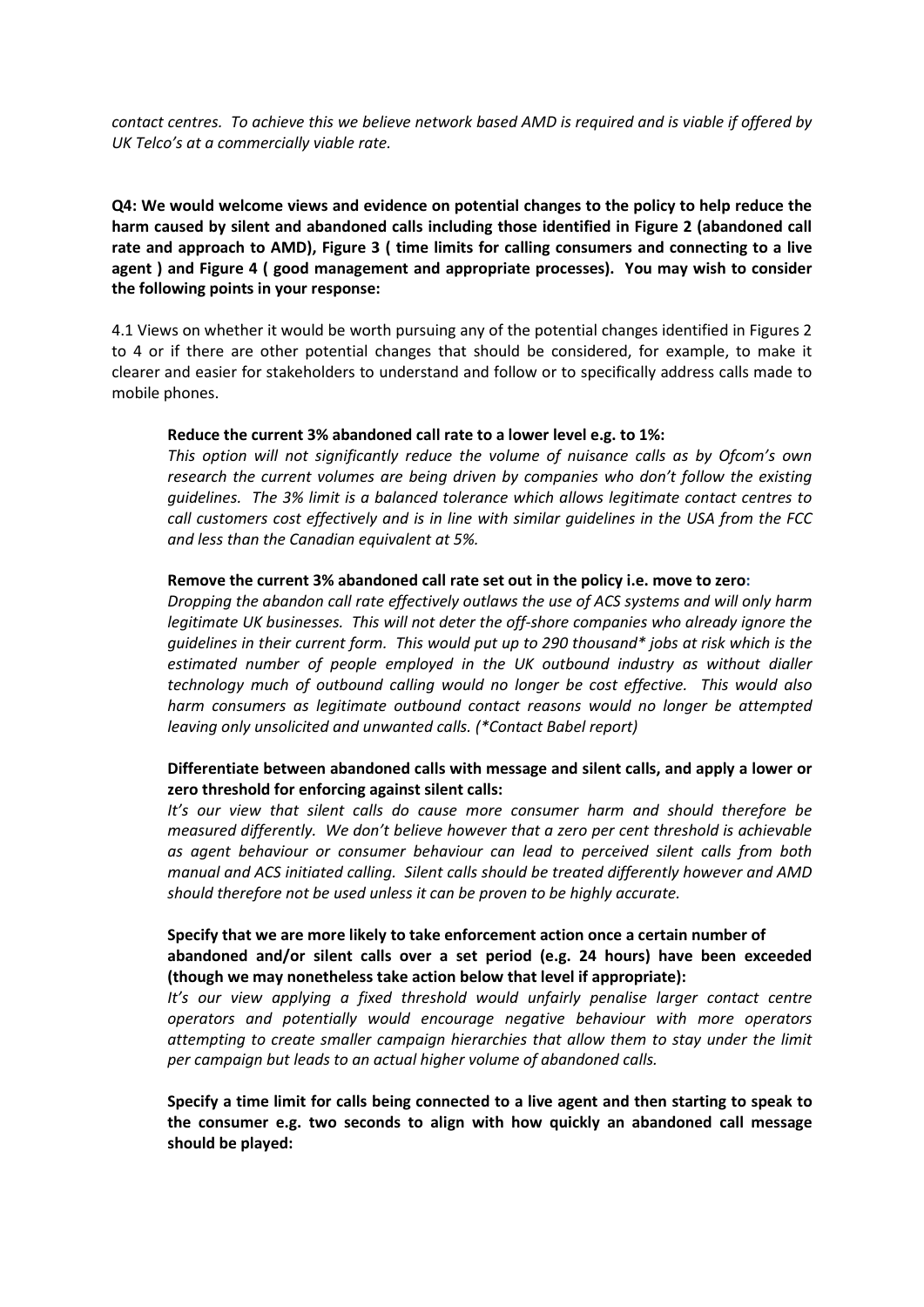*contact centres. To achieve this we believe network based AMD is required and is viable if offered by UK Telco's at a commercially viable rate.*

**Q4: We would welcome views and evidence on potential changes to the policy to help reduce the harm caused by silent and abandoned calls including those identified in Figure 2 (abandoned call rate and approach to AMD), Figure 3 ( time limits for calling consumers and connecting to a live agent ) and Figure 4 ( good management and appropriate processes). You may wish to consider the following points in your response:**

4.1 Views on whether it would be worth pursuing any of the potential changes identified in Figures 2 to 4 or if there are other potential changes that should be considered, for example, to make it clearer and easier for stakeholders to understand and follow or to specifically address calls made to mobile phones.

**Reduce the current 3% abandoned call rate to a lower level e.g. to 1%:**

*This option will not significantly reduce the volume of nuisance calls as by Ofcom's own research the current volumes are being driven by companies who don't follow the existing guidelines. The 3% limit is a balanced tolerance which allows legitimate contact centres to call customers cost effectively and is in line with similar guidelines in the USA from the FCC and less than the Canadian equivalent at 5%.*

**Remove the current 3% abandoned call rate set out in the policy i.e. move to zero:**

*Dropping the abandon call rate effectively outlaws the use of ACS systems and will only harm legitimate UK businesses. This will not deter the off-shore companies who already ignore the guidelines in their current form. This would put up to 290 thousand* jobs at risk which is the estimated number of people employed in the UK outbound industry as without dialler technology much of outbound calling would no longer be cost effective. This would also harm consumers as legitimate outbound contact reasons would no longer be attempted leaving only unsolicited and unwanted calls. (*Contact Babel report)*

**Differentiate between abandoned calls with message and silent calls, and apply a lower or zero threshold for enforcing against silent calls:**

*It's our view that silent calls do cause more consumer harm and should therefore be measured differently. We don't believe however that a zero per cent threshold is achievable as agent behaviour or consumer behaviour can lead to perceived silent calls from both manual and ACS initiated calling. Silent calls should be treated differently however and AMD should therefore not be used unless it can be proven to be highly accurate.*

**Specify that we are more likely to take enforcement action once a certain number of abandoned and/or silent calls over a set period (e.g. 24 hours) have been exceeded (though we may nonetheless take action below that level if appropriate):**

*It's our view applying a fixed threshold would unfairly penalise larger contact centre operators and potentially would encourage negative behaviour with more operators attempting to create smaller campaign hierarchies that allow them to stay under the limit per campaign but leads to an actual higher volume of abandoned calls.*

**Specify a time limit for calls being connected to a live agent and then starting to speak to the consumer e.g. two seconds to align with how quickly an abandoned call message should be played:**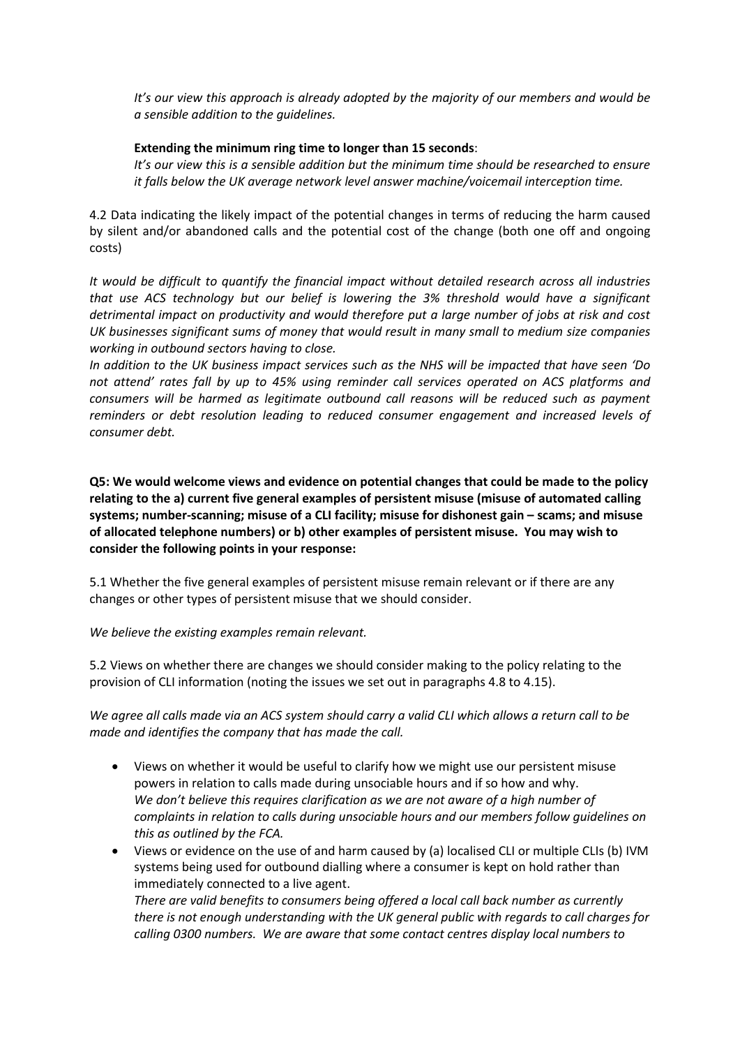*It's our view this approach is already adopted by the majority of our members and would be a sensible addition to the guidelines.*

**Extending the minimum ring time to longer than 15 seconds**:
*It's our view this is a sensible addition but the minimum time should be researched to ensure it falls below the UK average network level answer machine/voicemail interception time.*

4.2 Data indicating the likely impact of the potential changes in terms of reducing the harm caused by silent and/or abandoned calls and the potential cost of the change (both one off and ongoing costs)

*It would be difficult to quantify the financial impact without detailed research across all industries that use ACS technology but our belief is lowering the 3% threshold would have a significant detrimental impact on productivity and would therefore put a large number of jobs at risk and cost UK businesses significant sums of money that would result in many small to medium size companies working in outbound sectors having to close.*
*In addition to the UK business impact services such as the NHS will be impacted that have seen 'Do not attend' rates fall by up to 45% using reminder call services operated on ACS platforms and consumers will be harmed as legitimate outbound call reasons will be reduced such as payment reminders or debt resolution leading to reduced consumer engagement and increased levels of consumer debt.*

**Q5: We would welcome views and evidence on potential changes that could be made to the policy relating to the a) current five general examples of persistent misuse (misuse of automated calling systems; number-scanning; misuse of a CLI facility; misuse for dishonest gain – scams; and misuse of allocated telephone numbers) or b) other examples of persistent misuse. You may wish to consider the following points in your response:**

5.1 Whether the five general examples of persistent misuse remain relevant or if there are any changes or other types of persistent misuse that we should consider.

*We believe the existing examples remain relevant.*

5.2 Views on whether there are changes we should consider making to the policy relating to the provision of CLI information (noting the issues we set out in paragraphs 4.8 to 4.15).

*We agree all calls made via an ACS system should carry a valid CLI which allows a return call to be made and identifies the company that has made the call.*

- Views on whether it would be useful to clarify how we might use our persistent misuse powers in relation to calls made during unsociable hours and if so how and why.
  *We don't believe this requires clarification as we are not aware of a high number of complaints in relation to calls during unsociable hours and our members follow guidelines on this as outlined by the FCA.*
- Views or evidence on the use of and harm caused by (a) localised CLI or multiple CLIs (b) IVM systems being used for outbound dialling where a consumer is kept on hold rather than immediately connected to a live agent.
  *There are valid benefits to consumers being offered a local call back number as currently there is not enough understanding with the UK general public with regards to call charges for calling 0300 numbers. We are aware that some contact centres display local numbers to*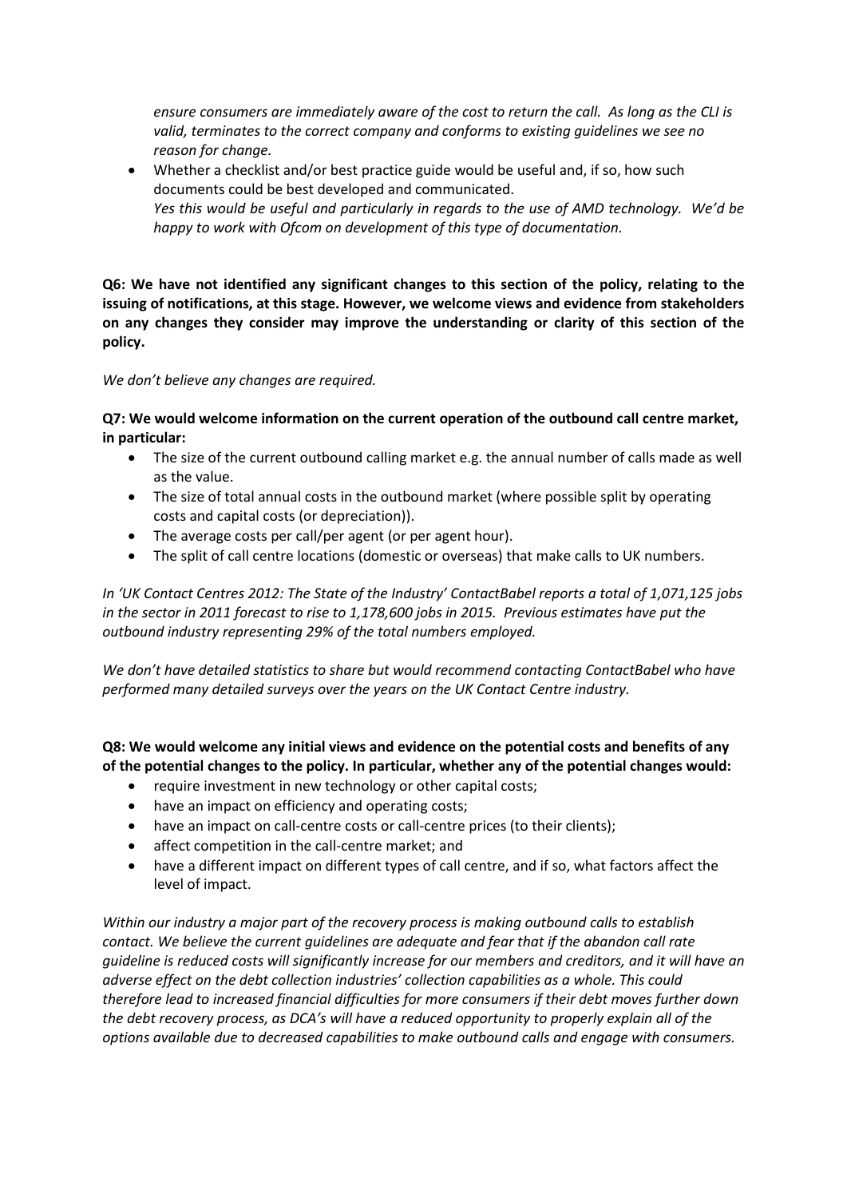*ensure consumers are immediately aware of the cost to return the call. As long as the CLI is valid, terminates to the correct company and conforms to existing guidelines we see no reason for change.*

- Whether a checklist and/or best practice guide would be useful and, if so, how such documents could be best developed and communicated.
  *Yes this would be useful and particularly in regards to the use of AMD technology. We'd be happy to work with Ofcom on development of this type of documentation.*

**Q6: We have not identified any significant changes to this section of the policy, relating to the issuing of notifications, at this stage. However, we welcome views and evidence from stakeholders on any changes they consider may improve the understanding or clarity of this section of the policy.**

*We don't believe any changes are required.*

**Q7: We would welcome information on the current operation of the outbound call centre market, in particular:**

- The size of the current outbound calling market e.g. the annual number of calls made as well as the value.
- The size of total annual costs in the outbound market (where possible split by operating costs and capital costs (or depreciation)).
- The average costs per call/per agent (or per agent hour).
- The split of call centre locations (domestic or overseas) that make calls to UK numbers.

*In 'UK Contact Centres 2012: The State of the Industry' ContactBabel reports a total of 1,071,125 jobs in the sector in 2011 forecast to rise to 1,178,600 jobs in 2015. Previous estimates have put the outbound industry representing 29% of the total numbers employed.*

*We don't have detailed statistics to share but would recommend contacting ContactBabel who have performed many detailed surveys over the years on the UK Contact Centre industry.*

**Q8: We would welcome any initial views and evidence on the potential costs and benefits of any of the potential changes to the policy. In particular, whether any of the potential changes would:**

- require investment in new technology or other capital costs;
- have an impact on efficiency and operating costs;
- have an impact on call-centre costs or call-centre prices (to their clients);
- affect competition in the call-centre market; and
- have a different impact on different types of call centre, and if so, what factors affect the level of impact.

*Within our industry a major part of the recovery process is making outbound calls to establish contact. We believe the current guidelines are adequate and fear that if the abandon call rate guideline is reduced costs will significantly increase for our members and creditors, and it will have an adverse effect on the debt collection industries' collection capabilities as a whole. This could therefore lead to increased financial difficulties for more consumers if their debt moves further down the debt recovery process, as DCA's will have a reduced opportunity to properly explain all of the options available due to decreased capabilities to make outbound calls and engage with consumers.*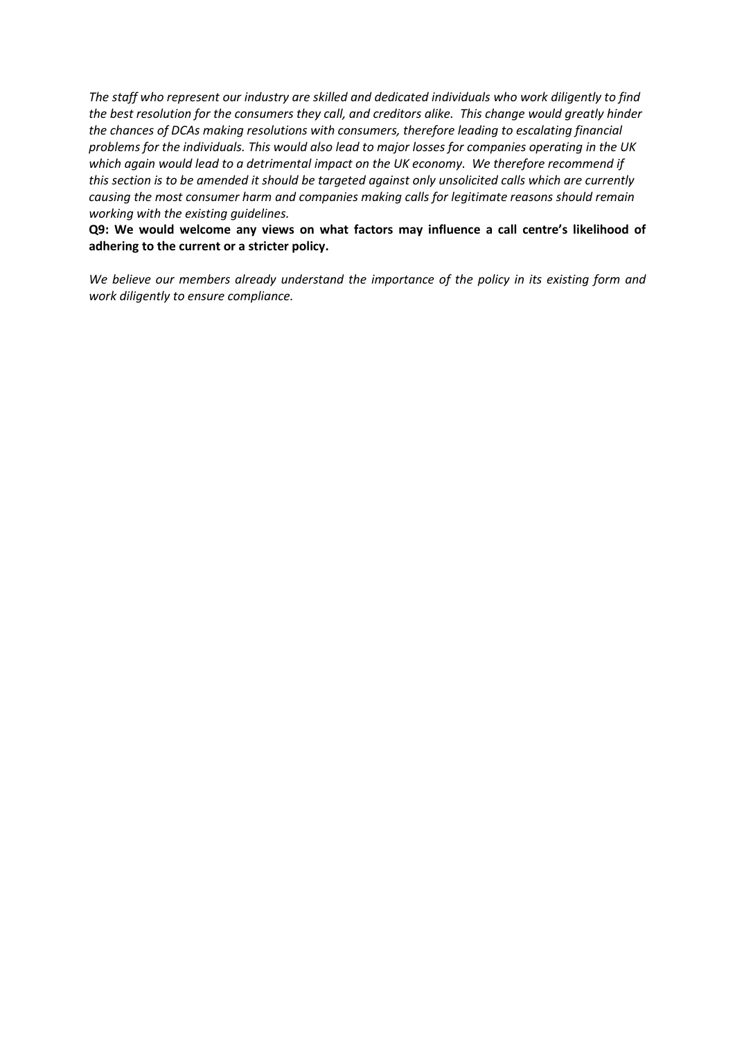*The staff who represent our industry are skilled and dedicated individuals who work diligently to find the best resolution for the consumers they call, and creditors alike. This change would greatly hinder the chances of DCAs making resolutions with consumers, therefore leading to escalating financial problems for the individuals. This would also lead to major losses for companies operating in the UK which again would lead to a detrimental impact on the UK economy. We therefore recommend if this section is to be amended it should be targeted against only unsolicited calls which are currently causing the most consumer harm and companies making calls for legitimate reasons should remain working with the existing guidelines.*

**Q9: We would welcome any views on what factors may influence a call centre's likelihood of adhering to the current or a stricter policy.**

*We believe our members already understand the importance of the policy in its existing form and work diligently to ensure compliance.*